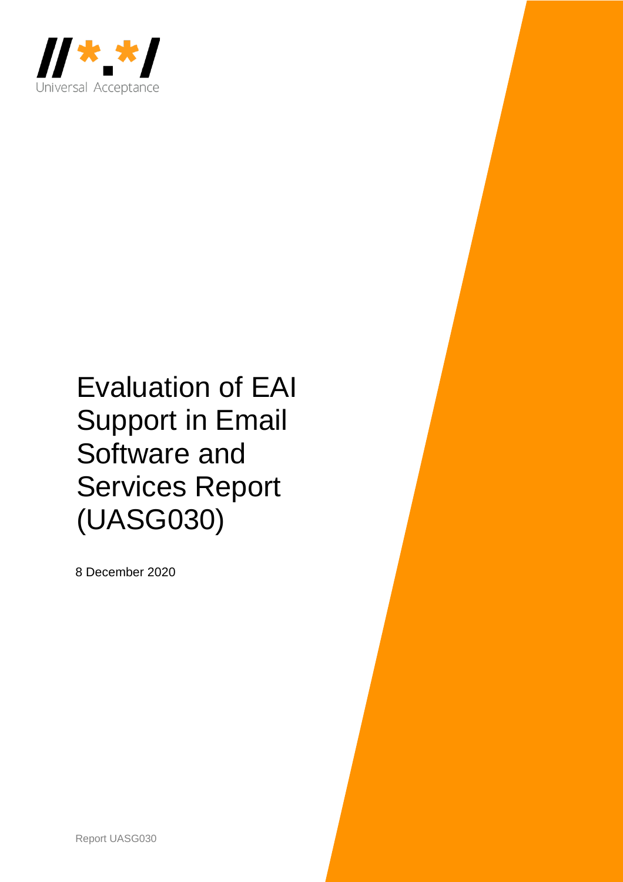Universal Acceptance

# Evaluation of EAI Support in Email Software and Services Report (UASG030)

8 December 2020

Report UASG030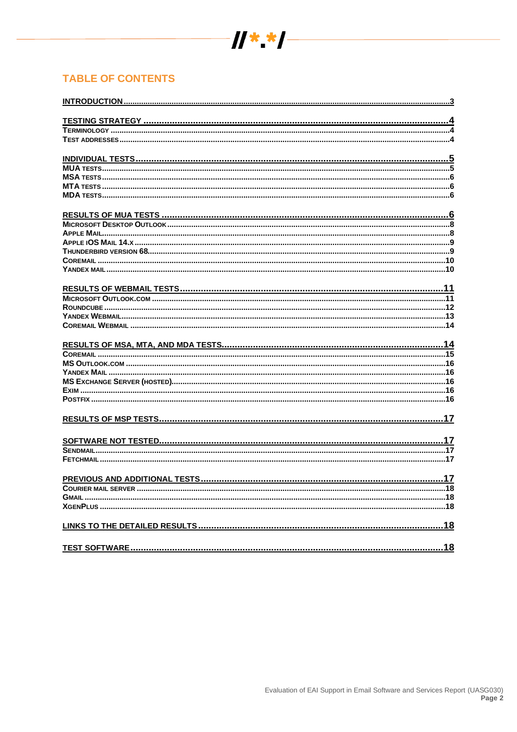## TABLE OF CONTENTS

INTRODUCTION ..... 3

TESTING STRATEGY ..... 4
- TERMINOLOGY ..... 4
- TEST ADDRESSES ..... 4

INDIVIDUAL TESTS ..... 5
- MUA TESTS ..... 5
- MSA TESTS ..... 6
- MTA TESTS ..... 6
- MDA TESTS ..... 6

RESULTS OF MUA TESTS ..... 6
- MICROSOFT DESKTOP OUTLOOK ..... 8
- APPLE MAIL ..... 8
- APPLE IOS MAIL 14.X ..... 9
- THUNDERBIRD VERSION 68 ..... 9
- COREMAIL ..... 10
- YANDEX MAIL ..... 10

RESULTS OF WEBMAIL TESTS ..... 11
- MICROSOFT OUTLOOK.COM ..... 11
- ROUNDCUBE ..... 12
- YANDEX WEBMAIL ..... 13
- COREMAIL WEBMAIL ..... 14

RESULTS OF MSA, MTA, AND MDA TESTS ..... 14
- COREMAIL ..... 15
- MS OUTLOOK.COM ..... 16
- YANDEX MAIL ..... 16
- MS EXCHANGE SERVER (HOSTED) ..... 16
- EXIM ..... 16
- POSTFIX ..... 16

RESULTS OF MSP TESTS ..... 17

SOFTWARE NOT TESTED ..... 17
- SENDMAIL ..... 17
- FETCHMAIL ..... 17

PREVIOUS AND ADDITIONAL TESTS ..... 17
- COURIER MAIL SERVER ..... 18
- GMAIL ..... 18
- XGENPLUS ..... 18

LINKS TO THE DETAILED RESULTS ..... 18

TEST SOFTWARE ..... 18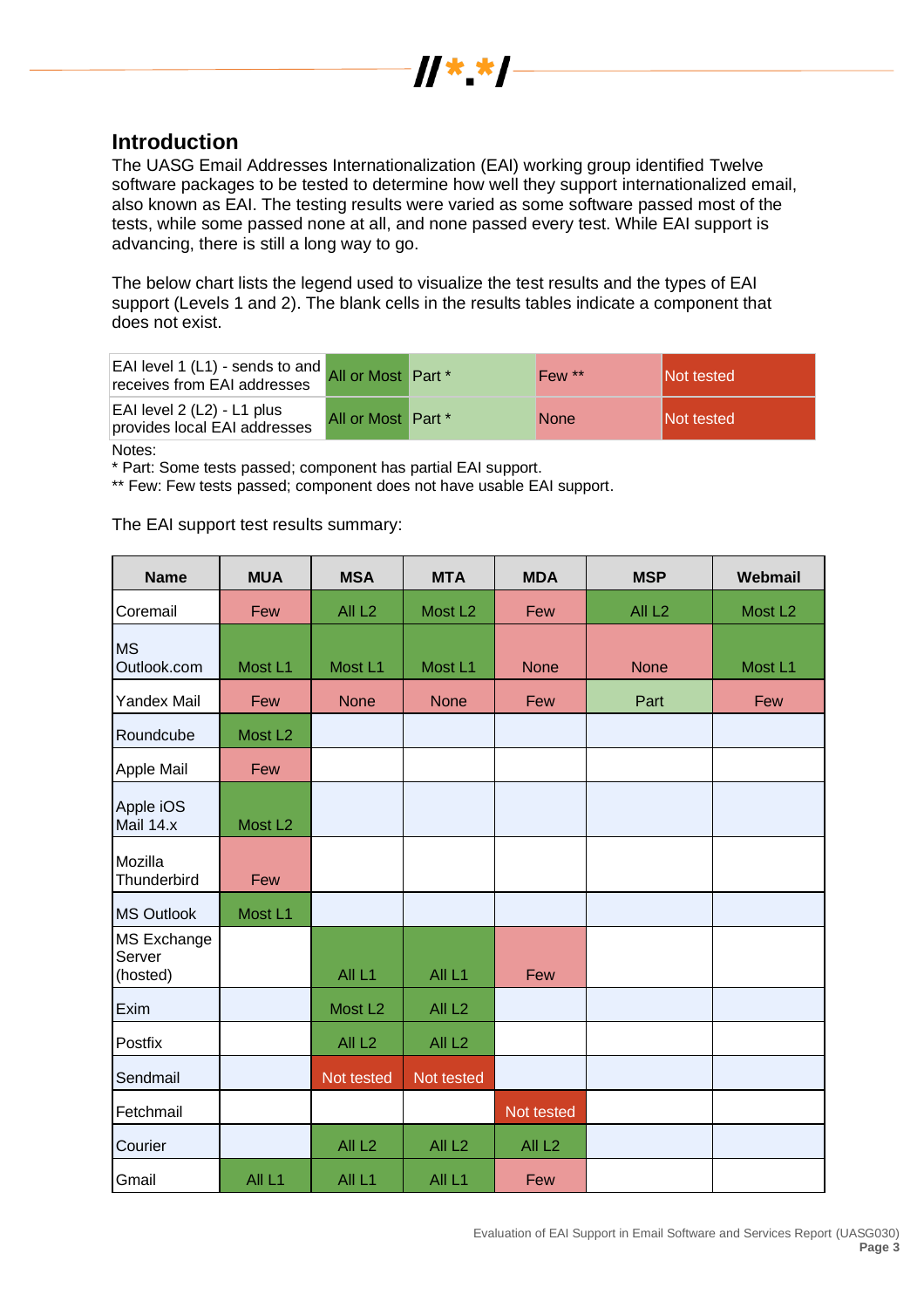## Introduction

The UASG Email Addresses Internationalization (EAI) working group identified Twelve software packages to be tested to determine how well they support internationalized email, also known as EAI. The testing results were varied as some software passed most of the tests, while some passed none at all, and none passed every test. While EAI support is advancing, there is still a long way to go.

The below chart lists the legend used to visualize the test results and the types of EAI support (Levels 1 and 2). The blank cells in the results tables indicate a component that does not exist.

| | | | | |
|---|---|---|---|---|
| EAI level 1 (L1) - sends to and receives from EAI addresses | All or Most | Part * | Few ** | Not tested |
| EAI level 2 (L2) - L1 plus provides local EAI addresses | All or Most | Part * | None | Not tested |

Notes:
* Part: Some tests passed; component has partial EAI support.
** Few: Few tests passed; component does not have usable EAI support.

The EAI support test results summary:

| Name | MUA | MSA | MTA | MDA | MSP | Webmail |
|---|---|---|---|---|---|---|
| Coremail | Few | All L2 | Most L2 | Few | All L2 | Most L2 |
| MS Outlook.com | Most L1 | Most L1 | Most L1 | None | None | Most L1 |
| Yandex Mail | Few | None | None | Few | Part | Few |
| Roundcube | Most L2 | | | | | |
| Apple Mail | Few | | | | | |
| Apple iOS Mail 14.x | Most L2 | | | | | |
| Mozilla Thunderbird | Few | | | | | |
| MS Outlook | Most L1 | | | | | |
| MS Exchange Server (hosted) | | All L1 | All L1 | Few | | |
| Exim | | Most L2 | All L2 | | | |
| Postfix | | All L2 | All L2 | | | |
| Sendmail | | Not tested | Not tested | | | |
| Fetchmail | | | | Not tested | | |
| Courier | | All L2 | All L2 | All L2 | | |
| Gmail | All L1 | All L1 | All L1 | Few | | |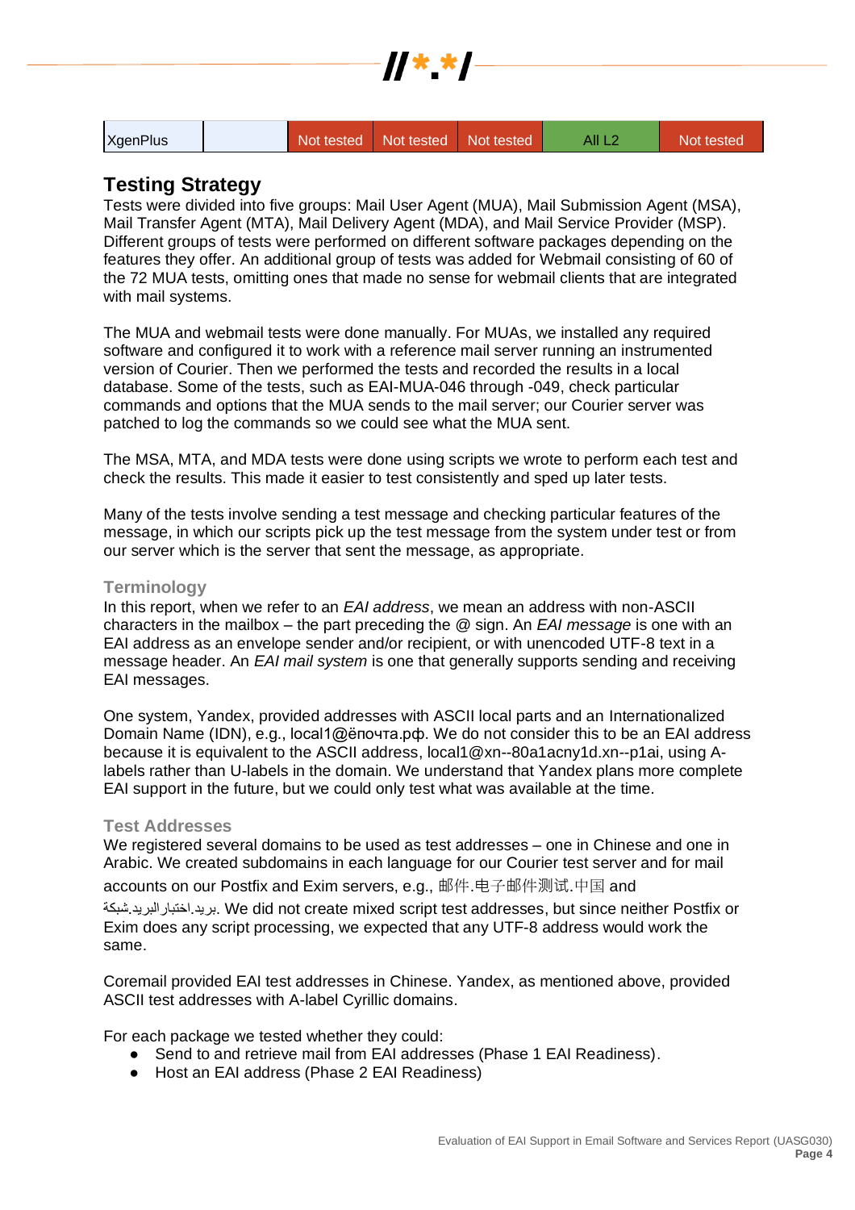| XgenPlus | | Not tested | Not tested | Not tested | All L2 | Not tested |
|---|---|---|---|---|---|---|

## Testing Strategy

Tests were divided into five groups: Mail User Agent (MUA), Mail Submission Agent (MSA), Mail Transfer Agent (MTA), Mail Delivery Agent (MDA), and Mail Service Provider (MSP). Different groups of tests were performed on different software packages depending on the features they offer. An additional group of tests was added for Webmail consisting of 60 of the 72 MUA tests, omitting ones that made no sense for webmail clients that are integrated with mail systems.

The MUA and webmail tests were done manually. For MUAs, we installed any required software and configured it to work with a reference mail server running an instrumented version of Courier. Then we performed the tests and recorded the results in a local database. Some of the tests, such as EAI-MUA-046 through -049, check particular commands and options that the MUA sends to the mail server; our Courier server was patched to log the commands so we could see what the MUA sent.

The MSA, MTA, and MDA tests were done using scripts we wrote to perform each test and check the results. This made it easier to test consistently and sped up later tests.

Many of the tests involve sending a test message and checking particular features of the message, in which our scripts pick up the test message from the system under test or from our server which is the server that sent the message, as appropriate.

### Terminology

In this report, when we refer to an *EAI address*, we mean an address with non-ASCII characters in the mailbox – the part preceding the @ sign. An *EAI message* is one with an EAI address as an envelope sender and/or recipient, or with unencoded UTF-8 text in a message header. An *EAI mail system* is one that generally supports sending and receiving EAI messages.

One system, Yandex, provided addresses with ASCII local parts and an Internationalized Domain Name (IDN), e.g., local1@ёпочта.рф. We do not consider this to be an EAI address because it is equivalent to the ASCII address, local1@xn--80a1acny1d.xn--p1ai, using A-labels rather than U-labels in the domain. We understand that Yandex plans more complete EAI support in the future, but we could only test what was available at the time.

### Test Addresses

We registered several domains to be used as test addresses – one in Chinese and one in Arabic. We created subdomains in each language for our Courier test server and for mail accounts on our Postfix and Exim servers, e.g., 邮件.电子邮件测试.中国 and بريد.اختبارالبريد.شبكة. We did not create mixed script test addresses, but since neither Postfix or Exim does any script processing, we expected that any UTF-8 address would work the same.

Coremail provided EAI test addresses in Chinese. Yandex, as mentioned above, provided ASCII test addresses with A-label Cyrillic domains.

For each package we tested whether they could:

- Send to and retrieve mail from EAI addresses (Phase 1 EAI Readiness).
- Host an EAI address (Phase 2 EAI Readiness)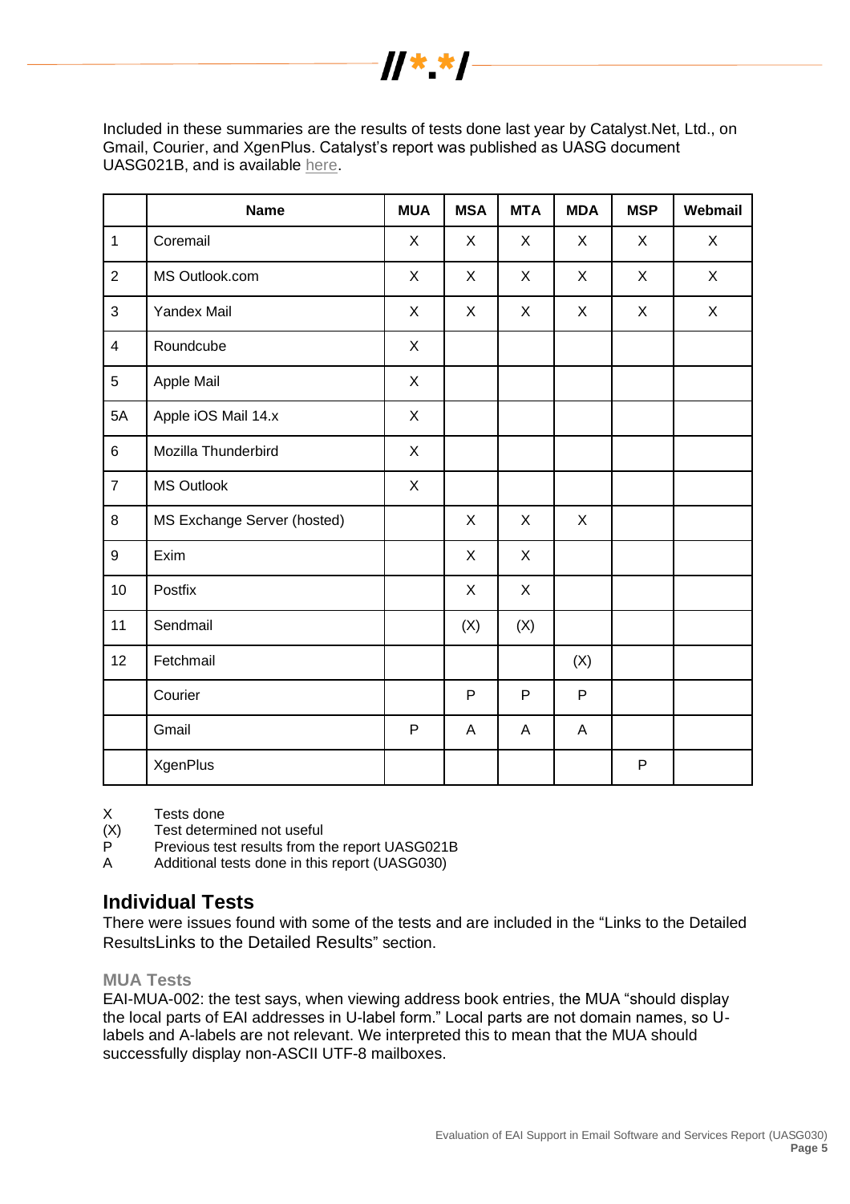Included in these summaries are the results of tests done last year by Catalyst.Net, Ltd., on Gmail, Courier, and XgenPlus. Catalyst's report was published as UASG document UASG021B, and is available here.

| | Name | MUA | MSA | MTA | MDA | MSP | Webmail |
|---|---|---|---|---|---|---|---|
| 1 | Coremail | X | X | X | X | X | X |
| 2 | MS Outlook.com | X | X | X | X | X | X |
| 3 | Yandex Mail | X | X | X | X | X | X |
| 4 | Roundcube | X | | | | | |
| 5 | Apple Mail | X | | | | | |
| 5A | Apple iOS Mail 14.x | X | | | | | |
| 6 | Mozilla Thunderbird | X | | | | | |
| 7 | MS Outlook | X | | | | | |
| 8 | MS Exchange Server (hosted) | | X | X | X | | |
| 9 | Exim | | X | X | | | |
| 10 | Postfix | | X | X | | | |
| 11 | Sendmail | | (X) | (X) | | | |
| 12 | Fetchmail | | | | (X) | | |
| | Courier | | P | P | P | | |
| | Gmail | P | A | A | A | | |
| | XgenPlus | | | | | P | |

X Tests done
(X) Test determined not useful
P Previous test results from the report UASG021B
A Additional tests done in this report (UASG030)

## Individual Tests

There were issues found with some of the tests and are included in the "Links to the Detailed ResultsLinks to the Detailed Results" section.

### MUA Tests

EAI-MUA-002: the test says, when viewing address book entries, the MUA "should display the local parts of EAI addresses in U-label form." Local parts are not domain names, so U-labels and A-labels are not relevant. We interpreted this to mean that the MUA should successfully display non-ASCII UTF-8 mailboxes.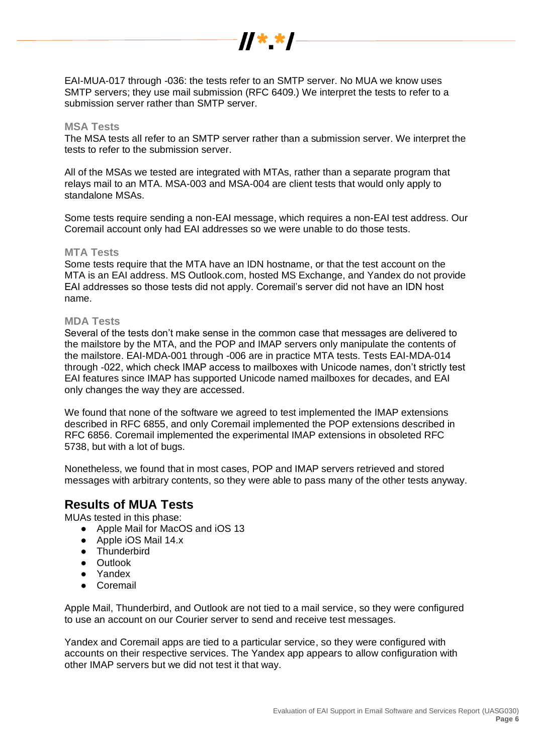EAI-MUA-017 through -036: the tests refer to an SMTP server. No MUA we know uses SMTP servers; they use mail submission (RFC 6409.) We interpret the tests to refer to a submission server rather than SMTP server.

### MSA Tests

The MSA tests all refer to an SMTP server rather than a submission server. We interpret the tests to refer to the submission server.

All of the MSAs we tested are integrated with MTAs, rather than a separate program that relays mail to an MTA. MSA-003 and MSA-004 are client tests that would only apply to standalone MSAs.

Some tests require sending a non-EAI message, which requires a non-EAI test address. Our Coremail account only had EAI addresses so we were unable to do those tests.

### MTA Tests

Some tests require that the MTA have an IDN hostname, or that the test account on the MTA is an EAI address. MS Outlook.com, hosted MS Exchange, and Yandex do not provide EAI addresses so those tests did not apply. Coremail's server did not have an IDN host name.

### MDA Tests

Several of the tests don't make sense in the common case that messages are delivered to the mailstore by the MTA, and the POP and IMAP servers only manipulate the contents of the mailstore. EAI-MDA-001 through -006 are in practice MTA tests. Tests EAI-MDA-014 through -022, which check IMAP access to mailboxes with Unicode names, don't strictly test EAI features since IMAP has supported Unicode named mailboxes for decades, and EAI only changes the way they are accessed.

We found that none of the software we agreed to test implemented the IMAP extensions described in RFC 6855, and only Coremail implemented the POP extensions described in RFC 6856. Coremail implemented the experimental IMAP extensions in obsoleted RFC 5738, but with a lot of bugs.

Nonetheless, we found that in most cases, POP and IMAP servers retrieved and stored messages with arbitrary contents, so they were able to pass many of the other tests anyway.

## Results of MUA Tests

MUAs tested in this phase:

- Apple Mail for MacOS and iOS 13
- Apple iOS Mail 14.x
- Thunderbird
- Outlook
- Yandex
- Coremail

Apple Mail, Thunderbird, and Outlook are not tied to a mail service, so they were configured to use an account on our Courier server to send and receive test messages.

Yandex and Coremail apps are tied to a particular service, so they were configured with accounts on their respective services. The Yandex app appears to allow configuration with other IMAP servers but we did not test it that way.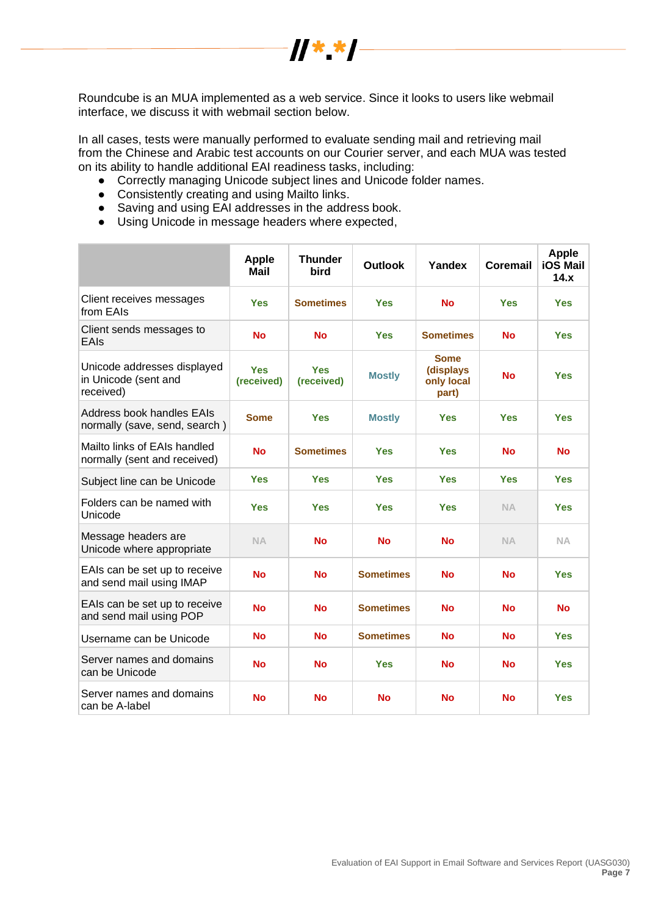Roundcube is an MUA implemented as a web service. Since it looks to users like webmail interface, we discuss it with webmail section below.

In all cases, tests were manually performed to evaluate sending mail and retrieving mail from the Chinese and Arabic test accounts on our Courier server, and each MUA was tested on its ability to handle additional EAI readiness tasks, including:

- Correctly managing Unicode subject lines and Unicode folder names.
- Consistently creating and using Mailto links.
- Saving and using EAI addresses in the address book.
- Using Unicode in message headers where expected,

| | Apple Mail | Thunder bird | Outlook | Yandex | Coremail | Apple iOS Mail 14.x |
|---|---|---|---|---|---|---|
| Client receives messages from EAIs | Yes | Sometimes | Yes | No | Yes | Yes |
| Client sends messages to EAIs | No | No | Yes | Sometimes | No | Yes |
| Unicode addresses displayed in Unicode (sent and received) | Yes (received) | Yes (received) | Mostly | Some (displays only local part) | No | Yes |
| Address book handles EAIs normally (save, send, search ) | Some | Yes | Mostly | Yes | Yes | Yes |
| Mailto links of EAIs handled normally (sent and received) | No | Sometimes | Yes | Yes | No | No |
| Subject line can be Unicode | Yes | Yes | Yes | Yes | Yes | Yes |
| Folders can be named with Unicode | Yes | Yes | Yes | Yes | NA | Yes |
| Message headers are Unicode where appropriate | NA | No | No | No | NA | NA |
| EAIs can be set up to receive and send mail using IMAP | No | No | Sometimes | No | No | Yes |
| EAIs can be set up to receive and send mail using POP | No | No | Sometimes | No | No | No |
| Username can be Unicode | No | No | Sometimes | No | No | Yes |
| Server names and domains can be Unicode | No | No | Yes | No | No | Yes |
| Server names and domains can be A-label | No | No | No | No | No | Yes |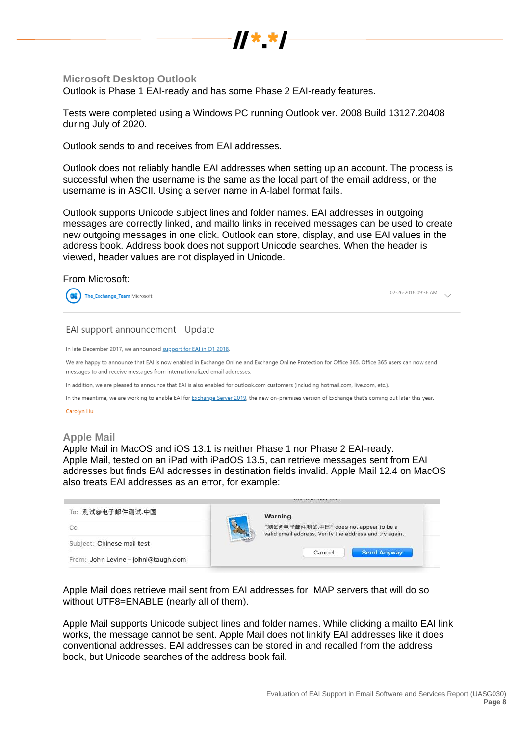## Microsoft Desktop Outlook

Outlook is Phase 1 EAI-ready and has some Phase 2 EAI-ready features.

Tests were completed using a Windows PC running Outlook ver. 2008 Build 13127.20408 during July of 2020.

Outlook sends to and receives from EAI addresses.

Outlook does not reliably handle EAI addresses when setting up an account. The process is successful when the username is the same as the local part of the email address, or the username is in ASCII. Using a server name in A-label format fails.

Outlook supports Unicode subject lines and folder names. EAI addresses in outgoing messages are correctly linked, and mailto links in received messages can be used to create new outgoing messages in one click. Outlook can store, display, and use EAI values in the address book. Address book does not support Unicode searches. When the header is viewed, header values are not displayed in Unicode.

From Microsoft:

The_Exchange_Team Microsoft 02-26-2018 09:36 AM

EAI support announcement - Update

In late December 2017, we announced support for EAI in Q1 2018.

We are happy to announce that EAI is now enabled in Exchange Online and Exchange Online Protection for Office 365. Office 365 users can now send messages to and receive messages from internationalized email addresses.

In addition, we are pleased to announce that EAI is also enabled for outlook.com customers (including hotmail.com, live.com, etc.).

In the meantime, we are working to enable EAI for Exchange Server 2019, the new on-premises version of Exchange that's coming out later this year.

Carolyn Liu

## Apple Mail

Apple Mail in MacOS and iOS 13.1 is neither Phase 1 nor Phase 2 EAI-ready.
Apple Mail, tested on an iPad with iPadOS 13.5, can retrieve messages sent from EAI addresses but finds EAI addresses in destination fields invalid. Apple Mail 12.4 on MacOS also treats EAI addresses as an error, for example:

To: 测试@电子邮件测试.中国
Cc:
Subject: Chinese mail test
From: John Levine – johnl@taugh.com

Warning
"测试@电子邮件测试.中国" does not appear to be a valid email address. Verify the address and try again.
Cancel | Send Anyway

Apple Mail does retrieve mail sent from EAI addresses for IMAP servers that will do so without UTF8=ENABLE (nearly all of them).

Apple Mail supports Unicode subject lines and folder names. While clicking a mailto EAI link works, the message cannot be sent. Apple Mail does not linkify EAI addresses like it does conventional addresses. EAI addresses can be stored in and recalled from the address book, but Unicode searches of the address book fail.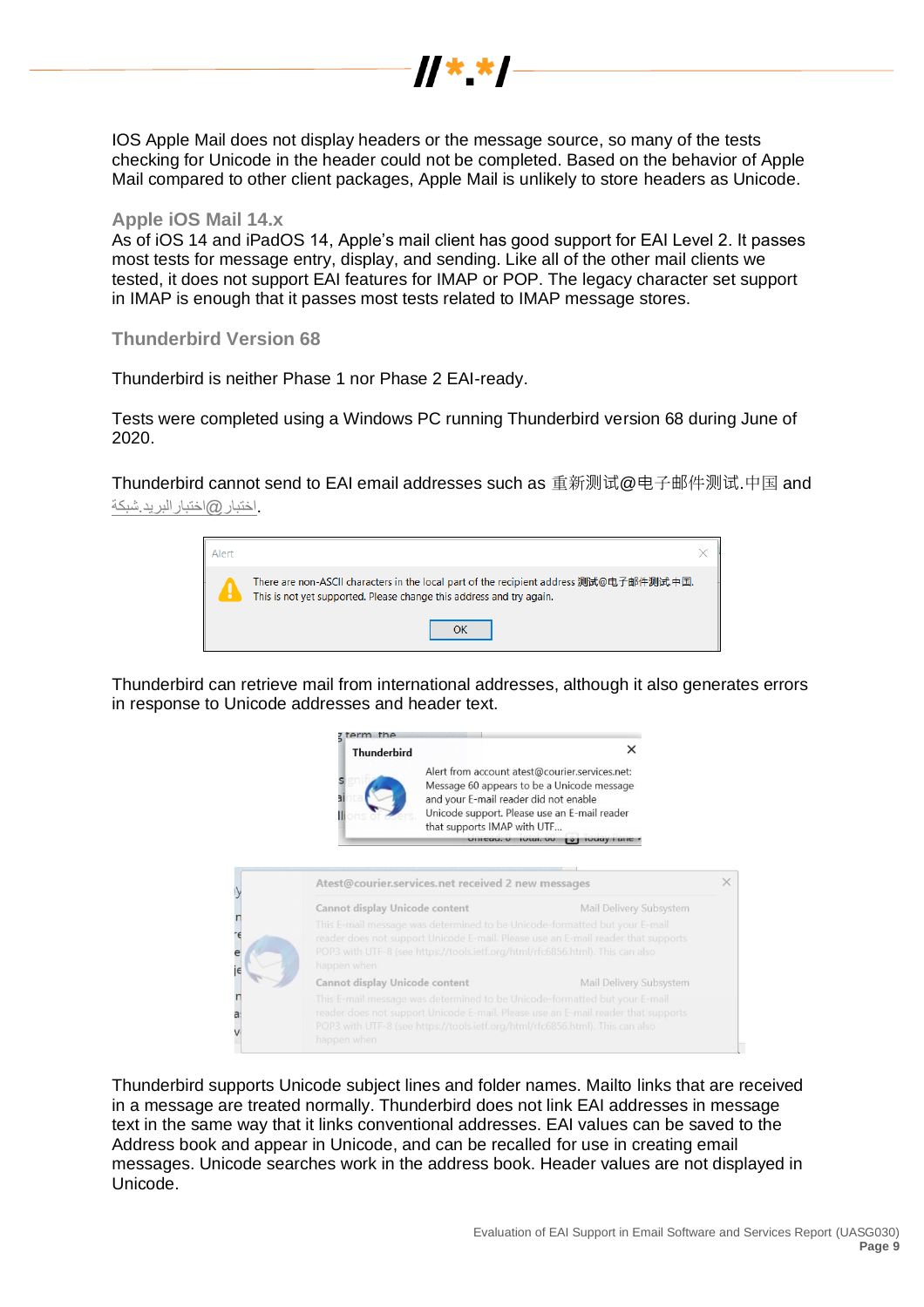IOS Apple Mail does not display headers or the message source, so many of the tests checking for Unicode in the header could not be completed. Based on the behavior of Apple Mail compared to other client packages, Apple Mail is unlikely to store headers as Unicode.

### Apple iOS Mail 14.x

As of iOS 14 and iPadOS 14, Apple's mail client has good support for EAI Level 2. It passes most tests for message entry, display, and sending. Like all of the other mail clients we tested, it does not support EAI features for IMAP or POP. The legacy character set support in IMAP is enough that it passes most tests related to IMAP message stores.

### Thunderbird Version 68

Thunderbird is neither Phase 1 nor Phase 2 EAI-ready.

Tests were completed using a Windows PC running Thunderbird version 68 during June of 2020.

Thunderbird cannot send to EAI email addresses such as 重新测试@电子邮件测试.中国 and اختبار@اختبار‏البريد.شبكة.

Thunderbird can retrieve mail from international addresses, although it also generates errors in response to Unicode addresses and header text.

Thunderbird supports Unicode subject lines and folder names. Mailto links that are received in a message are treated normally. Thunderbird does not link EAI addresses in message text in the same way that it links conventional addresses. EAI values can be saved to the Address book and appear in Unicode, and can be recalled for use in creating email messages. Unicode searches work in the address book. Header values are not displayed in Unicode.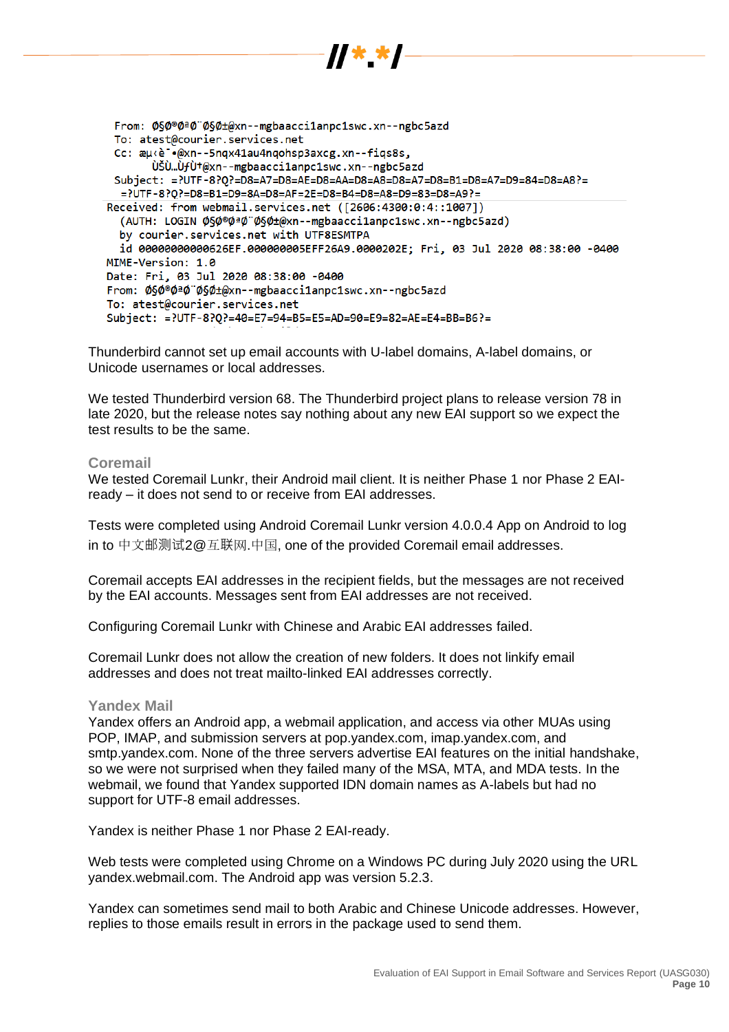```
From: Ø§Ø®Ø ªØ¨Ø§Ø±@xn--mgbaacci1anpc1swc.xn--ngbc5azd
To: atest@courier.services.net
Cc: æµ‹è¯•@xn--5nqx41au4nqohsp3axcg.xn--fiqs8s,
      ÙŠÙ…ÙƒÙ†@xn--mgbaacci1anpc1swc.xn--ngbc5azd
Subject: =?UTF-8?Q?=D8=A7=D8=AE=D8=AA=D8=A8=D8=A7=D8=B1=D8=A7=D9=84=D8=A8?=
 =?UTF-8?Q?=D8=B1=D9=8A=D8=AF=2E=D8=B4=D8=A8=D9=83=D8=A9?=
Received: from webmail.services.net ([2606:4300:0:4::1007])
  (AUTH: LOGIN Ø§Ø®Ø ªØ¨Ø§Ø±@xn--mgbaacci1anpc1swc.xn--ngbc5azd)
  by courier.services.net with UTF8ESMTPA
  id 00000000000626EF.000000005EFF26A9.0000202E; Fri, 03 Jul 2020 08:38:00 -0400
MIME-Version: 1.0
Date: Fri, 03 Jul 2020 08:38:00 -0400
From: Ø§Ø®Ø ªØ¨Ø§Ø±@xn--mgbaacci1anpc1swc.xn--ngbc5azd
To: atest@courier.services.net
Subject: =?UTF-8?Q?=40=E7=94=B5=E5=AD=90=E9=82=AE=E4=BB=B6?=
```

Thunderbird cannot set up email accounts with U-label domains, A-label domains, or Unicode usernames or local addresses.

We tested Thunderbird version 68. The Thunderbird project plans to release version 78 in late 2020, but the release notes say nothing about any new EAI support so we expect the test results to be the same.

### Coremail

We tested Coremail Lunkr, their Android mail client. It is neither Phase 1 nor Phase 2 EAI-ready – it does not send to or receive from EAI addresses.

Tests were completed using Android Coremail Lunkr version 4.0.0.4 App on Android to log in to 中文邮测试2@互联网.中国, one of the provided Coremail email addresses.

Coremail accepts EAI addresses in the recipient fields, but the messages are not received by the EAI accounts. Messages sent from EAI addresses are not received.

Configuring Coremail Lunkr with Chinese and Arabic EAI addresses failed.

Coremail Lunkr does not allow the creation of new folders. It does not linkify email addresses and does not treat mailto-linked EAI addresses correctly.

### Yandex Mail

Yandex offers an Android app, a webmail application, and access via other MUAs using POP, IMAP, and submission servers at pop.yandex.com, imap.yandex.com, and smtp.yandex.com. None of the three servers advertise EAI features on the initial handshake, so we were not surprised when they failed many of the MSA, MTA, and MDA tests. In the webmail, we found that Yandex supported IDN domain names as A-labels but had no support for UTF-8 email addresses.

Yandex is neither Phase 1 nor Phase 2 EAI-ready.

Web tests were completed using Chrome on a Windows PC during July 2020 using the URL yandex.webmail.com. The Android app was version 5.2.3.

Yandex can sometimes send mail to both Arabic and Chinese Unicode addresses. However, replies to those emails result in errors in the package used to send them.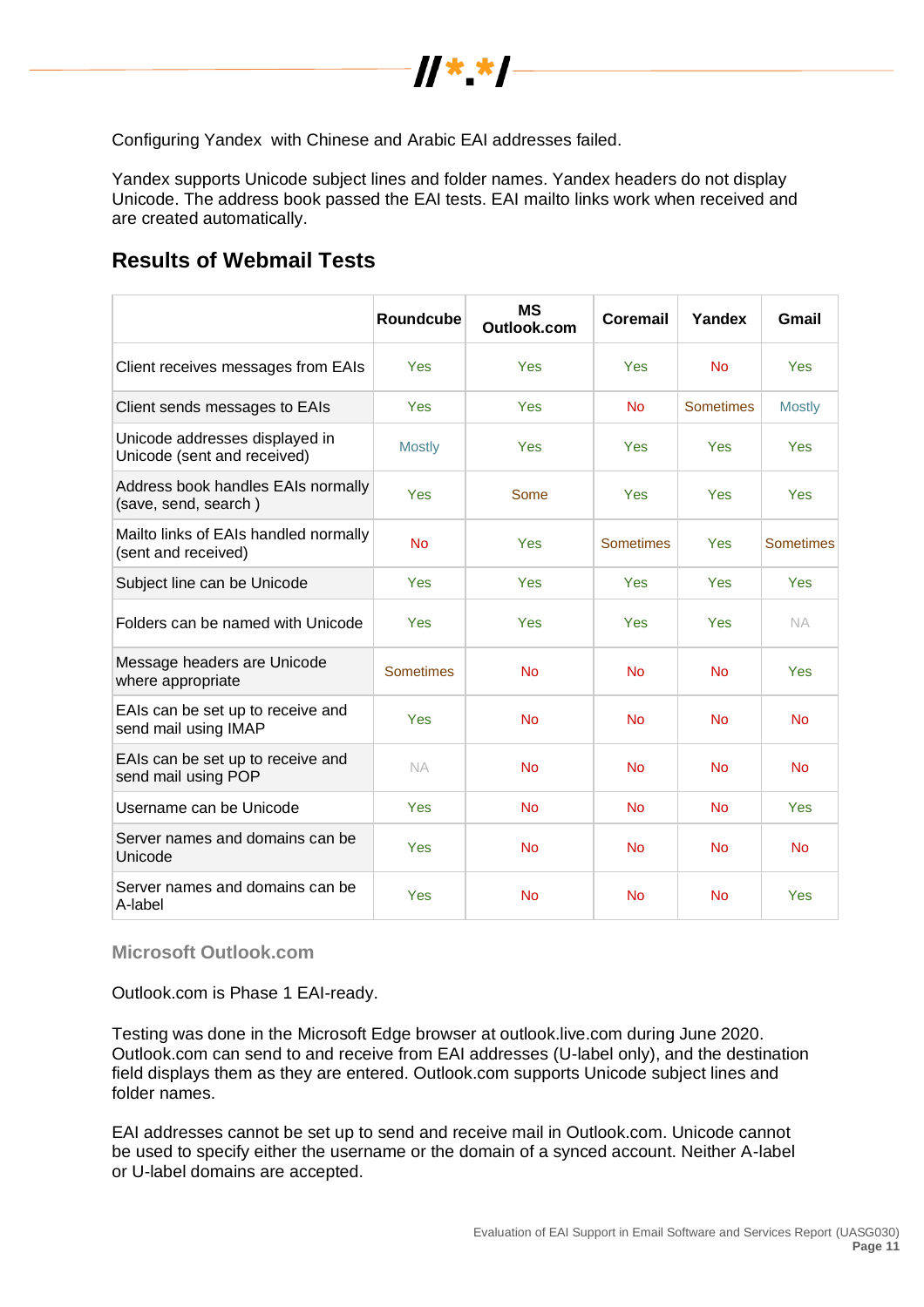Configuring Yandex  with Chinese and Arabic EAI addresses failed.

Yandex supports Unicode subject lines and folder names. Yandex headers do not display Unicode. The address book passed the EAI tests. EAI mailto links work when received and are created automatically.

## Results of Webmail Tests

| | Roundcube | MS Outlook.com | Coremail | Yandex | Gmail |
|---|---|---|---|---|---|
| Client receives messages from EAIs | Yes | Yes | Yes | No | Yes |
| Client sends messages to EAIs | Yes | Yes | No | Sometimes | Mostly |
| Unicode addresses displayed in Unicode (sent and received) | Mostly | Yes | Yes | Yes | Yes |
| Address book handles EAIs normally (save, send, search ) | Yes | Some | Yes | Yes | Yes |
| Mailto links of EAIs handled normally (sent and received) | No | Yes | Sometimes | Yes | Sometimes |
| Subject line can be Unicode | Yes | Yes | Yes | Yes | Yes |
| Folders can be named with Unicode | Yes | Yes | Yes | Yes | NA |
| Message headers are Unicode where appropriate | Sometimes | No | No | No | Yes |
| EAIs can be set up to receive and send mail using IMAP | Yes | No | No | No | No |
| EAIs can be set up to receive and send mail using POP | NA | No | No | No | No |
| Username can be Unicode | Yes | No | No | No | Yes |
| Server names and domains can be Unicode | Yes | No | No | No | No |
| Server names and domains can be A-label | Yes | No | No | No | Yes |

### Microsoft Outlook.com

Outlook.com is Phase 1 EAI-ready.

Testing was done in the Microsoft Edge browser at outlook.live.com during June 2020. Outlook.com can send to and receive from EAI addresses (U-label only), and the destination field displays them as they are entered. Outlook.com supports Unicode subject lines and folder names.

EAI addresses cannot be set up to send and receive mail in Outlook.com. Unicode cannot be used to specify either the username or the domain of a synced account. Neither A-label or U-label domains are accepted.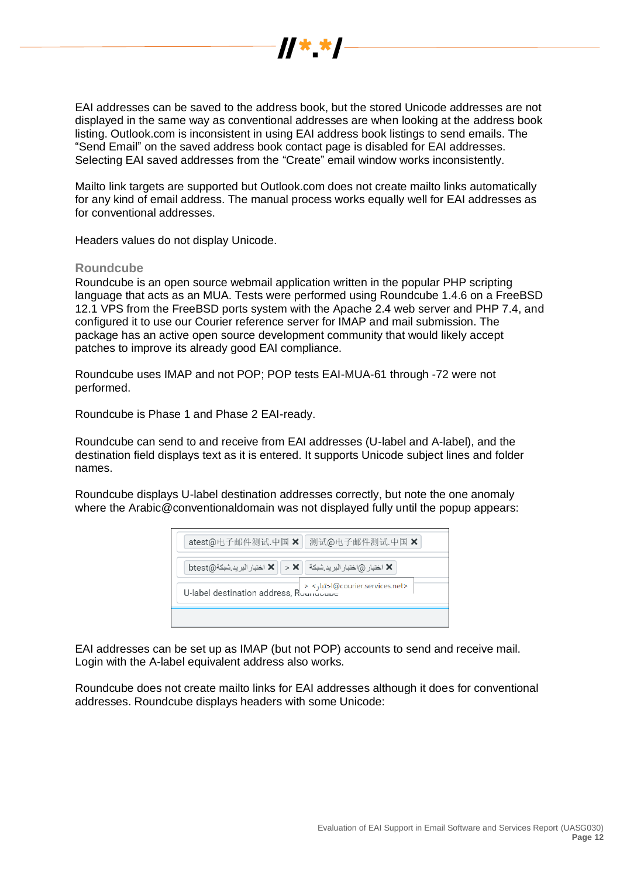EAI addresses can be saved to the address book, but the stored Unicode addresses are not displayed in the same way as conventional addresses are when looking at the address book listing. Outlook.com is inconsistent in using EAI address book listings to send emails. The “Send Email” on the saved address book contact page is disabled for EAI addresses. Selecting EAI saved addresses from the “Create” email window works inconsistently.

Mailto link targets are supported but Outlook.com does not create mailto links automatically for any kind of email address. The manual process works equally well for EAI addresses as for conventional addresses.

Headers values do not display Unicode.

### Roundcube

Roundcube is an open source webmail application written in the popular PHP scripting language that acts as an MUA. Tests were performed using Roundcube 1.4.6 on a FreeBSD 12.1 VPS from the FreeBSD ports system with the Apache 2.4 web server and PHP 7.4, and configured it to use our Courier reference server for IMAP and mail submission. The package has an active open source development community that would likely accept patches to improve its already good EAI compliance.

Roundcube uses IMAP and not POP; POP tests EAI-MUA-61 through -72 were not performed.

Roundcube is Phase 1 and Phase 2 EAI-ready.

Roundcube can send to and receive from EAI addresses (U-label and A-label), and the destination field displays text as it is entered. It supports Unicode subject lines and folder names.

Roundcube displays U-label destination addresses correctly, but note the one anomaly where the Arabic@conventionaldomain was not displayed fully until the popup appears:

EAI addresses can be set up as IMAP (but not POP) accounts to send and receive mail. Login with the A-label equivalent address also works.

Roundcube does not create mailto links for EAI addresses although it does for conventional addresses. Roundcube displays headers with some Unicode: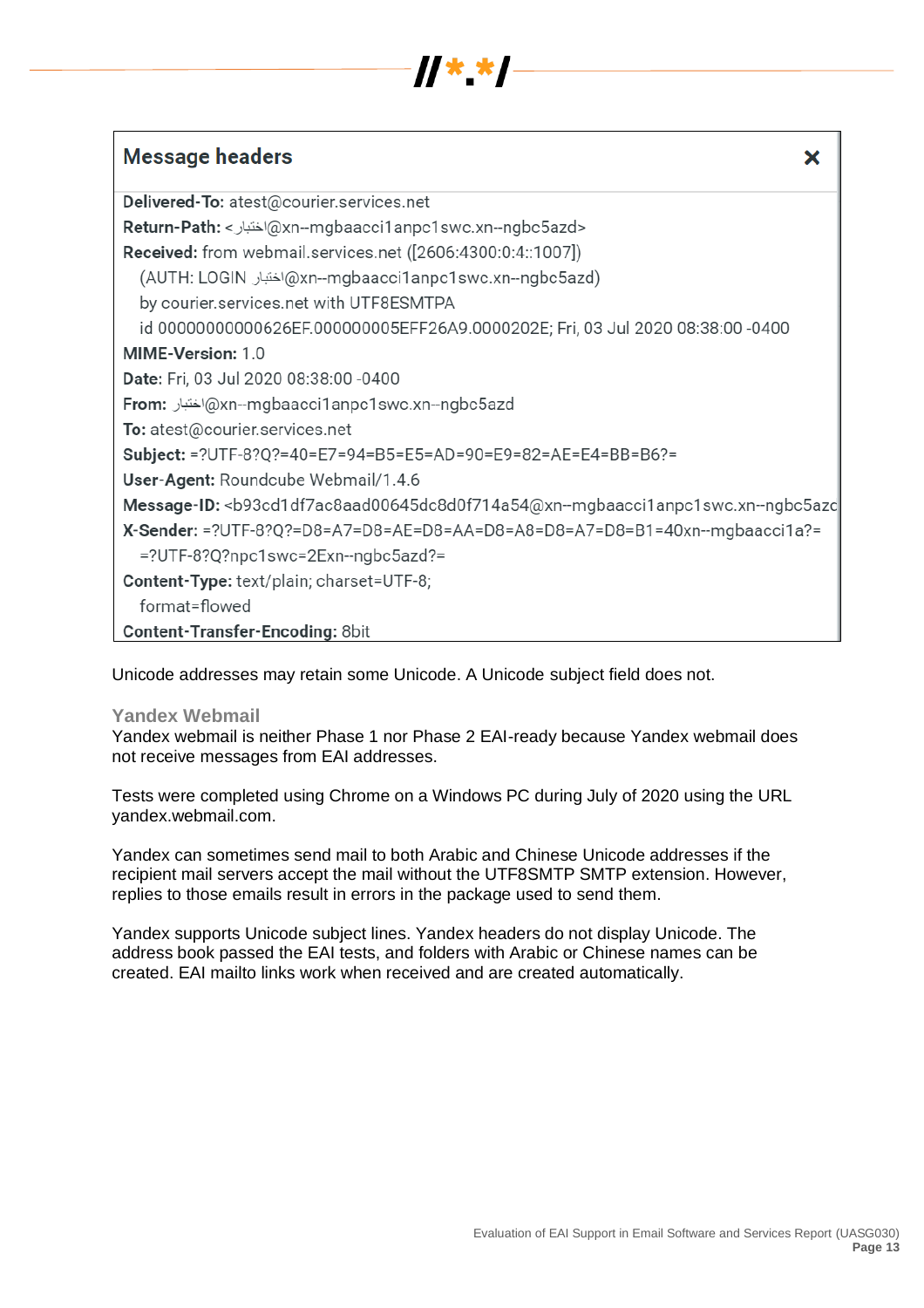**Message headers**

```
Delivered-To: atest@courier.services.net
Return-Path: <اختبار@xn--mgbaacci1anpc1swc.xn--ngbc5azd>
Received: from webmail.services.net ([2606:4300:0:4::1007])
   (AUTH: LOGIN اختبار@xn--mgbaacci1anpc1swc.xn--ngbc5azd)
   by courier.services.net with UTF8ESMTPA
   id 00000000000626EF.000000005EFF26A9.0000202E; Fri, 03 Jul 2020 08:38:00 -0400
MIME-Version: 1.0
Date: Fri, 03 Jul 2020 08:38:00 -0400
From: اختبار@xn--mgbaacci1anpc1swc.xn--ngbc5azd
To: atest@courier.services.net
Subject: =?UTF-8?Q?=40=E7=94=B5=E5=AD=90=E9=82=AE=E4=BB=B6?=
User-Agent: Roundcube Webmail/1.4.6
Message-ID: <b93cd1df7ac8aad00645dc8d0f714a54@xn--mgbaacci1anpc1swc.xn--ngbc5azc
X-Sender: =?UTF-8?Q?=D8=A7=D8=AE=D8=AA=D8=A8=D8=A7=D8=B1=40xn--mgbaacci1a?=
   =?UTF-8?Q?npc1swc=2Exn--ngbc5azd?=
Content-Type: text/plain; charset=UTF-8;
   format=flowed
Content-Transfer-Encoding: 8bit
```

Unicode addresses may retain some Unicode. A Unicode subject field does not.

### Yandex Webmail

Yandex webmail is neither Phase 1 nor Phase 2 EAI-ready because Yandex webmail does not receive messages from EAI addresses.

Tests were completed using Chrome on a Windows PC during July of 2020 using the URL yandex.webmail.com.

Yandex can sometimes send mail to both Arabic and Chinese Unicode addresses if the recipient mail servers accept the mail without the UTF8SMTP SMTP extension. However, replies to those emails result in errors in the package used to send them.

Yandex supports Unicode subject lines. Yandex headers do not display Unicode. The address book passed the EAI tests, and folders with Arabic or Chinese names can be created. EAI mailto links work when received and are created automatically.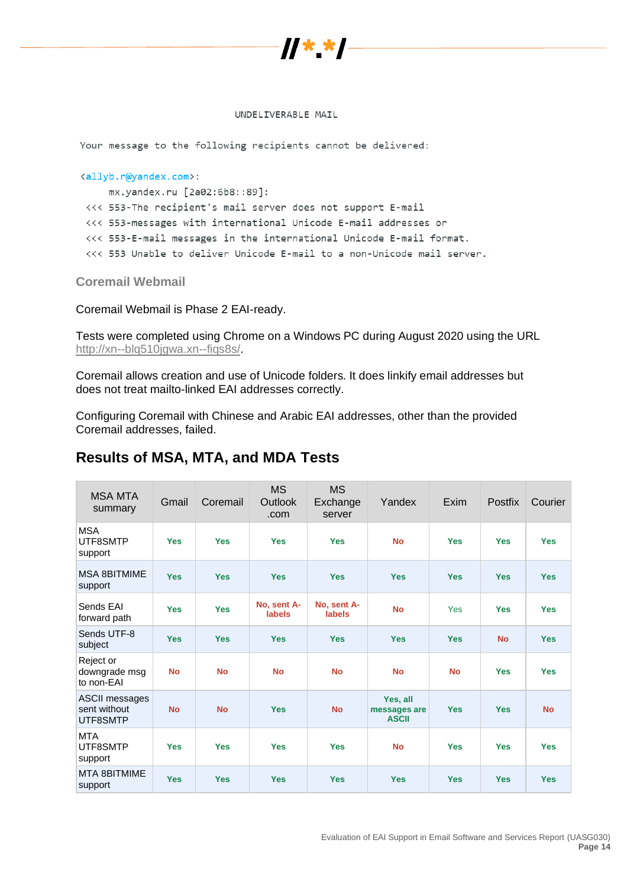```
                         UNDELIVERABLE MAIL

Your message to the following recipients cannot be delivered:

<allyb.r@yandex.com>:
     mx.yandex.ru [2a02:6b8::89]:
 <<< 553-The recipient's mail server does not support E-mail
 <<< 553-messages with international Unicode E-mail addresses or
 <<< 553-E-mail messages in the international Unicode E-mail format.
 <<< 553 Unable to deliver Unicode E-mail to a non-Unicode mail server.
```

### Coremail Webmail

Coremail Webmail is Phase 2 EAI-ready.

Tests were completed using Chrome on a Windows PC during August 2020 using the URL http://xn--blq510jgwa.xn--fiqs8s/.

Coremail allows creation and use of Unicode folders. It does linkify email addresses but does not treat mailto-linked EAI addresses correctly.

Configuring Coremail with Chinese and Arabic EAI addresses, other than the provided Coremail addresses, failed.

## Results of MSA, MTA, and MDA Tests

| MSA MTA summary | Gmail | Coremail | MS Outlook .com | MS Exchange server | Yandex | Exim | Postfix | Courier |
|---|---|---|---|---|---|---|---|---|
| MSA UTF8SMTP support | **Yes** | **Yes** | **Yes** | **Yes** | **No** | **Yes** | **Yes** | **Yes** |
| MSA 8BITMIME support | **Yes** | **Yes** | **Yes** | **Yes** | **Yes** | **Yes** | **Yes** | **Yes** |
| Sends EAI forward path | **Yes** | **Yes** | **No, sent A-labels** | **No, sent A-labels** | **No** | Yes | **Yes** | **Yes** |
| Sends UTF-8 subject | **Yes** | **Yes** | **Yes** | **Yes** | **Yes** | **Yes** | **No** | **Yes** |
| Reject or downgrade msg to non-EAI | **No** | **No** | **No** | **No** | **No** | **No** | **Yes** | **Yes** |
| ASCII messages sent without UTF8SMTP | **No** | **No** | **Yes** | **No** | **Yes, all messages are ASCII** | **Yes** | **Yes** | **No** |
| MTA UTF8SMTP support | **Yes** | **Yes** | **Yes** | **Yes** | **No** | **Yes** | **Yes** | **Yes** |
| MTA 8BITMIME support | **Yes** | **Yes** | **Yes** | **Yes** | **Yes** | **Yes** | **Yes** | **Yes** |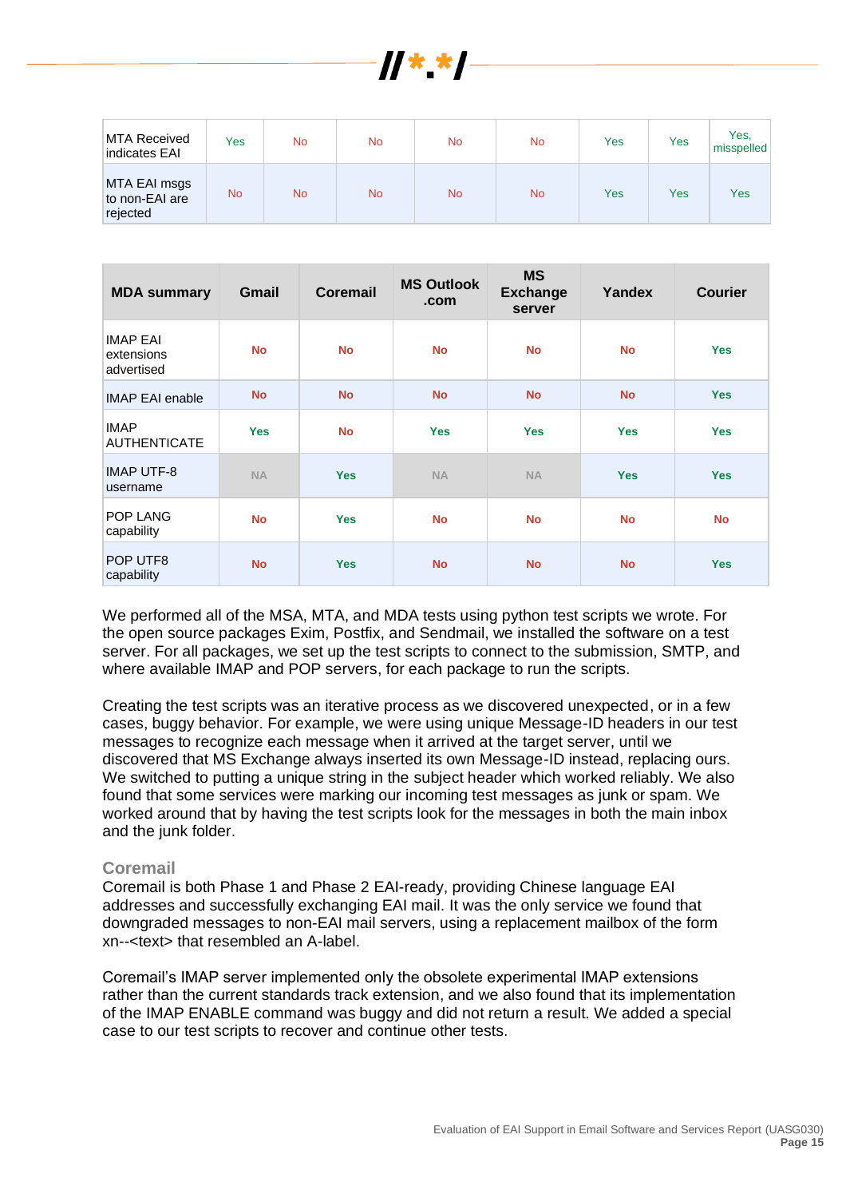| MTA Received indicates EAI | Yes | No | No | No | No | Yes | Yes | Yes, misspelled |
|---|---|---|---|---|---|---|---|---|
| MTA EAI msgs to non-EAI are rejected | No | No | No | No | No | Yes | Yes | Yes |

| MDA summary | Gmail | Coremail | MS Outlook .com | MS Exchange server | Yandex | Courier |
|---|---|---|---|---|---|---|
| IMAP EAI extensions advertised | No | No | No | No | No | Yes |
| IMAP EAI enable | No | No | No | No | No | Yes |
| IMAP AUTHENTICATE | Yes | No | Yes | Yes | Yes | Yes |
| IMAP UTF-8 username | NA | Yes | NA | NA | Yes | Yes |
| POP LANG capability | No | Yes | No | No | No | No |
| POP UTF8 capability | No | Yes | No | No | No | Yes |

We performed all of the MSA, MTA, and MDA tests using python test scripts we wrote. For the open source packages Exim, Postfix, and Sendmail, we installed the software on a test server. For all packages, we set up the test scripts to connect to the submission, SMTP, and where available IMAP and POP servers, for each package to run the scripts.

Creating the test scripts was an iterative process as we discovered unexpected, or in a few cases, buggy behavior. For example, we were using unique Message-ID headers in our test messages to recognize each message when it arrived at the target server, until we discovered that MS Exchange always inserted its own Message-ID instead, replacing ours. We switched to putting a unique string in the subject header which worked reliably. We also found that some services were marking our incoming test messages as junk or spam. We worked around that by having the test scripts look for the messages in both the main inbox and the junk folder.

### Coremail

Coremail is both Phase 1 and Phase 2 EAI-ready, providing Chinese language EAI addresses and successfully exchanging EAI mail. It was the only service we found that downgraded messages to non-EAI mail servers, using a replacement mailbox of the form xn--<text> that resembled an A-label.

Coremail's IMAP server implemented only the obsolete experimental IMAP extensions rather than the current standards track extension, and we also found that its implementation of the IMAP ENABLE command was buggy and did not return a result. We added a special case to our test scripts to recover and continue other tests.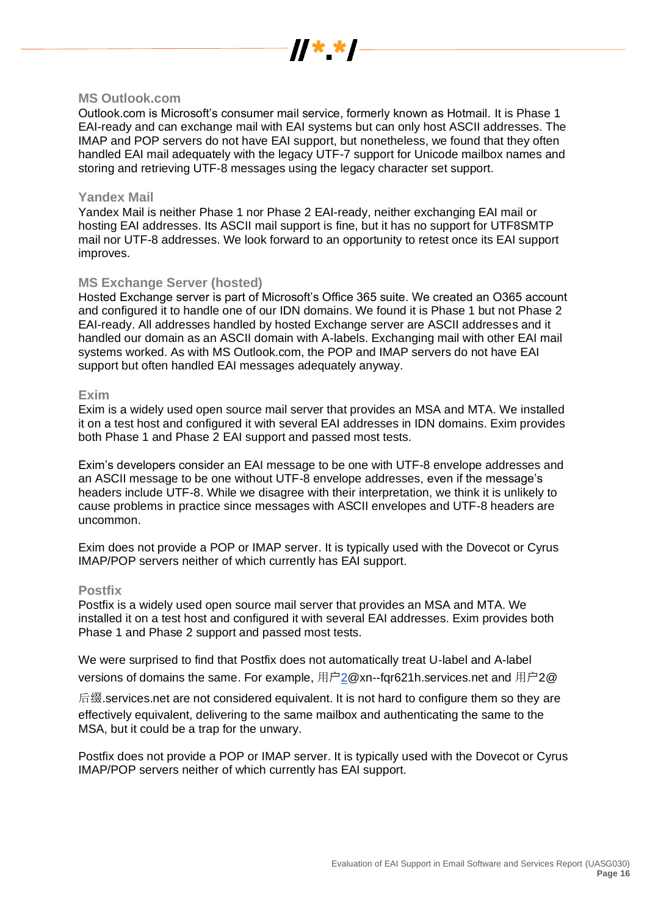### MS Outlook.com

Outlook.com is Microsoft's consumer mail service, formerly known as Hotmail. It is Phase 1 EAI-ready and can exchange mail with EAI systems but can only host ASCII addresses. The IMAP and POP servers do not have EAI support, but nonetheless, we found that they often handled EAI mail adequately with the legacy UTF-7 support for Unicode mailbox names and storing and retrieving UTF-8 messages using the legacy character set support.

### Yandex Mail

Yandex Mail is neither Phase 1 nor Phase 2 EAI-ready, neither exchanging EAI mail or hosting EAI addresses. Its ASCII mail support is fine, but it has no support for UTF8SMTP mail nor UTF-8 addresses. We look forward to an opportunity to retest once its EAI support improves.

### MS Exchange Server (hosted)

Hosted Exchange server is part of Microsoft's Office 365 suite. We created an O365 account and configured it to handle one of our IDN domains. We found it is Phase 1 but not Phase 2 EAI-ready. All addresses handled by hosted Exchange server are ASCII addresses and it handled our domain as an ASCII domain with A-labels. Exchanging mail with other EAI mail systems worked. As with MS Outlook.com, the POP and IMAP servers do not have EAI support but often handled EAI messages adequately anyway.

### Exim

Exim is a widely used open source mail server that provides an MSA and MTA. We installed it on a test host and configured it with several EAI addresses in IDN domains. Exim provides both Phase 1 and Phase 2 EAI support and passed most tests.

Exim's developers consider an EAI message to be one with UTF-8 envelope addresses and an ASCII message to be one without UTF-8 envelope addresses, even if the message's headers include UTF-8. While we disagree with their interpretation, we think it is unlikely to cause problems in practice since messages with ASCII envelopes and UTF-8 headers are uncommon.

Exim does not provide a POP or IMAP server. It is typically used with the Dovecot or Cyrus IMAP/POP servers neither of which currently has EAI support.

### Postfix

Postfix is a widely used open source mail server that provides an MSA and MTA. We installed it on a test host and configured it with several EAI addresses. Exim provides both Phase 1 and Phase 2 support and passed most tests.

We were surprised to find that Postfix does not automatically treat U-label and A-label versions of domains the same. For example, 用户2@xn--fqr621h.services.net and 用户2@后缀.services.net are not considered equivalent. It is not hard to configure them so they are effectively equivalent, delivering to the same mailbox and authenticating the same to the MSA, but it could be a trap for the unwary.

Postfix does not provide a POP or IMAP server. It is typically used with the Dovecot or Cyrus IMAP/POP servers neither of which currently has EAI support.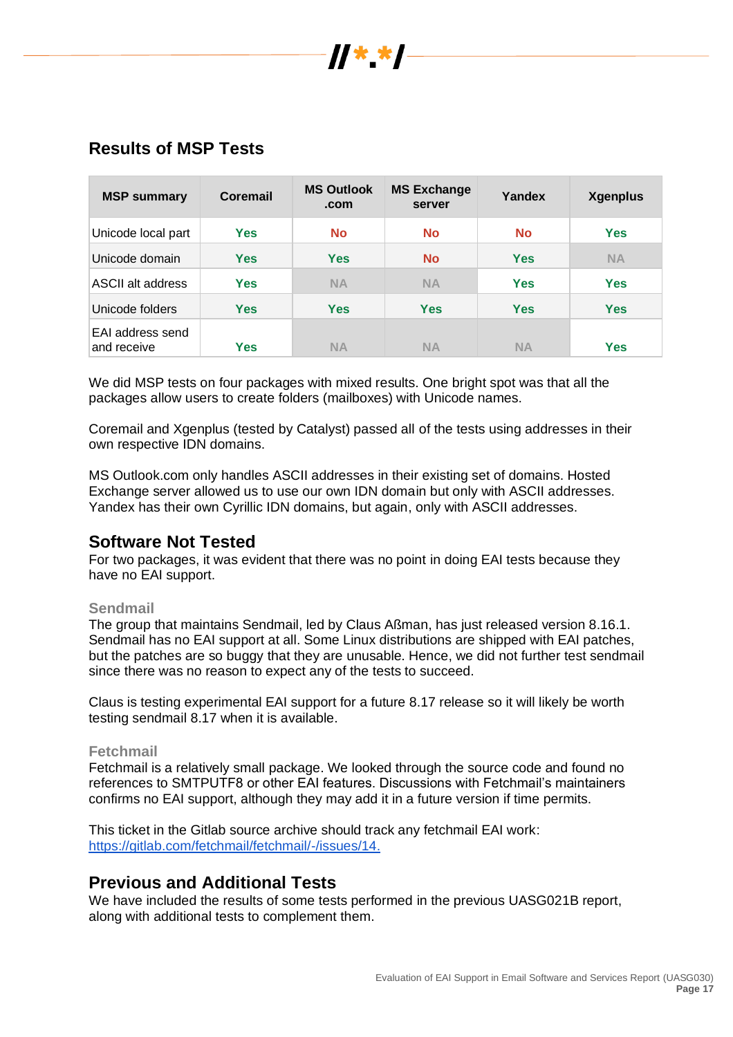## Results of MSP Tests

| MSP summary | Coremail | MS Outlook .com | MS Exchange server | Yandex | Xgenplus |
|---|---|---|---|---|---|
| Unicode local part | Yes | No | No | No | Yes |
| Unicode domain | Yes | Yes | No | Yes | NA |
| ASCII alt address | Yes | NA | NA | Yes | Yes |
| Unicode folders | Yes | Yes | Yes | Yes | Yes |
| EAI address send and receive | Yes | NA | NA | NA | Yes |

We did MSP tests on four packages with mixed results. One bright spot was that all the packages allow users to create folders (mailboxes) with Unicode names.

Coremail and Xgenplus (tested by Catalyst) passed all of the tests using addresses in their own respective IDN domains.

MS Outlook.com only handles ASCII addresses in their existing set of domains. Hosted Exchange server allowed us to use our own IDN domain but only with ASCII addresses. Yandex has their own Cyrillic IDN domains, but again, only with ASCII addresses.

## Software Not Tested

For two packages, it was evident that there was no point in doing EAI tests because they have no EAI support.

### Sendmail

The group that maintains Sendmail, led by Claus Aßman, has just released version 8.16.1. Sendmail has no EAI support at all. Some Linux distributions are shipped with EAI patches, but the patches are so buggy that they are unusable. Hence, we did not further test sendmail since there was no reason to expect any of the tests to succeed.

Claus is testing experimental EAI support for a future 8.17 release so it will likely be worth testing sendmail 8.17 when it is available.

### Fetchmail

Fetchmail is a relatively small package. We looked through the source code and found no references to SMTPUTF8 or other EAI features. Discussions with Fetchmail's maintainers confirms no EAI support, although they may add it in a future version if time permits.

This ticket in the Gitlab source archive should track any fetchmail EAI work: [https://gitlab.com/fetchmail/fetchmail/-/issues/14.](https://gitlab.com/fetchmail/fetchmail/-/issues/14)

## Previous and Additional Tests

We have included the results of some tests performed in the previous UASG021B report, along with additional tests to complement them.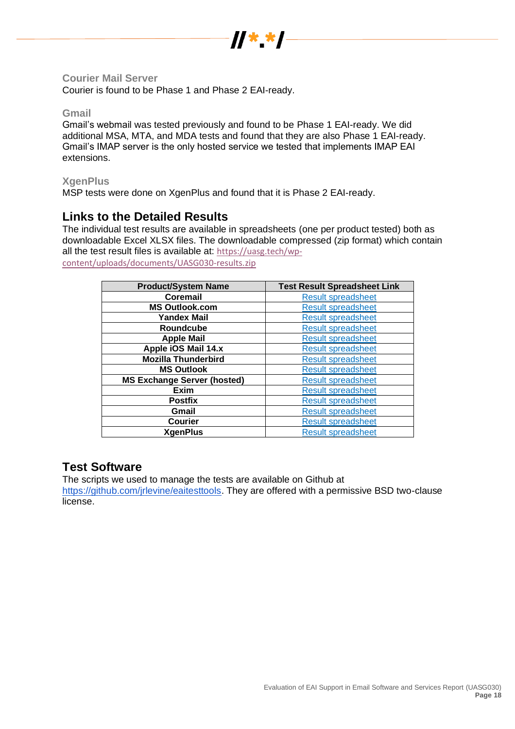### Courier Mail Server

Courier is found to be Phase 1 and Phase 2 EAI-ready.

### Gmail

Gmail's webmail was tested previously and found to be Phase 1 EAI-ready. We did additional MSA, MTA, and MDA tests and found that they are also Phase 1 EAI-ready. Gmail's IMAP server is the only hosted service we tested that implements IMAP EAI extensions.

### XgenPlus

MSP tests were done on XgenPlus and found that it is Phase 2 EAI-ready.

## Links to the Detailed Results

The individual test results are available in spreadsheets (one per product tested) both as downloadable Excel XLSX files. The downloadable compressed (zip format) which contain all the test result files is available at: https://uasg.tech/wp-content/uploads/documents/UASG030-results.zip

| Product/System Name | Test Result Spreadsheet Link |
|---|---|
| **Coremail** | Result spreadsheet |
| **MS Outlook.com** | Result spreadsheet |
| **Yandex Mail** | Result spreadsheet |
| **Roundcube** | Result spreadsheet |
| **Apple Mail** | Result spreadsheet |
| **Apple iOS Mail 14.x** | Result spreadsheet |
| **Mozilla Thunderbird** | Result spreadsheet |
| **MS Outlook** | Result spreadsheet |
| **MS Exchange Server (hosted)** | Result spreadsheet |
| **Exim** | Result spreadsheet |
| **Postfix** | Result spreadsheet |
| **Gmail** | Result spreadsheet |
| **Courier** | Result spreadsheet |
| **XgenPlus** | Result spreadsheet |

## Test Software

The scripts we used to manage the tests are available on Github at https://github.com/jrlevine/eaitesttools. They are offered with a permissive BSD two-clause license.